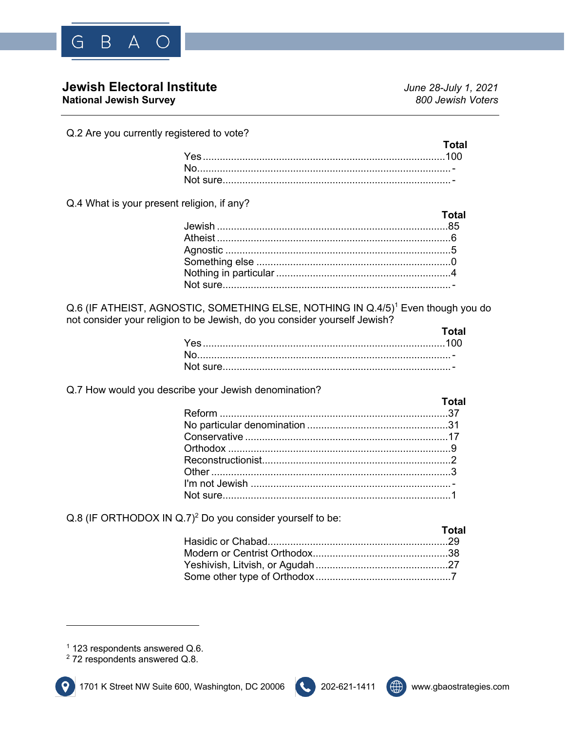**Jewish Electoral Institute**
**National Jewish Survey**

*June 28-July 1, 2021*
*800 Jewish Voters*

---

Q.2 Are you currently registered to vote?

| | Total |
|---|---|
| Yes | 100 |
| No | - |
| Not sure | - |

Q.4 What is your present religion, if any?

| | Total |
|---|---|
| Jewish | 85 |
| Atheist | 6 |
| Agnostic | 5 |
| Something else | 0 |
| Nothing in particular | 4 |
| Not sure | - |

Q.6 (IF ATHEIST, AGNOSTIC, SOMETHING ELSE, NOTHING IN Q.4/5)[1] Even though you do not consider your religion to be Jewish, do you consider yourself Jewish?

| | Total |
|---|---|
| Yes | 100 |
| No | - |
| Not sure | - |

Q.7 How would you describe your Jewish denomination?

| | Total |
|---|---|
| Reform | 37 |
| No particular denomination | 31 |
| Conservative | 17 |
| Orthodox | 9 |
| Reconstructionist | 2 |
| Other | 3 |
| I'm not Jewish | - |
| Not sure | 1 |

Q.8 (IF ORTHODOX IN Q.7)[2] Do you consider yourself to be:

| | Total |
|---|---|
| Hasidic or Chabad | 29 |
| Modern or Centrist Orthodox | 38 |
| Yeshivish, Litvish, or Agudah | 27 |
| Some other type of Orthodox | 7 |

---

[1] 123 respondents answered Q.6.
[2] 72 respondents answered Q.8.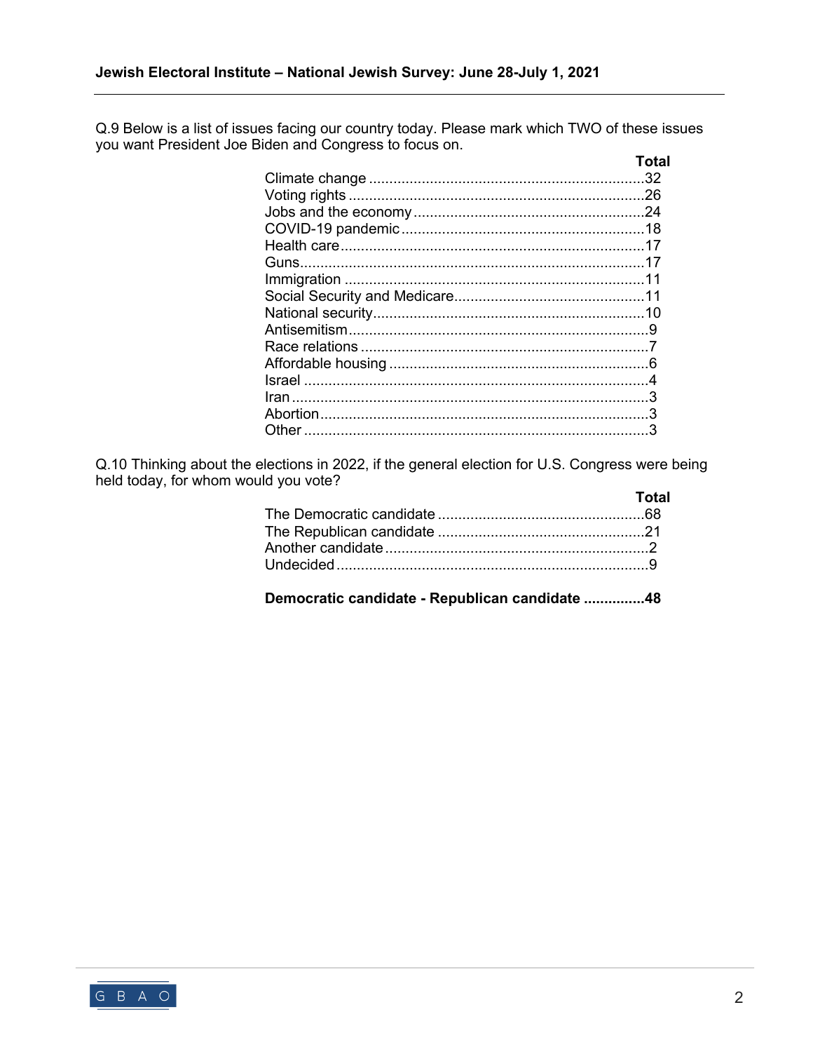Q.9 Below is a list of issues facing our country today. Please mark which TWO of these issues you want President Joe Biden and Congress to focus on.

| | Total |
|---|---|
| Climate change | 32 |
| Voting rights | 26 |
| Jobs and the economy | 24 |
| COVID-19 pandemic | 18 |
| Health care | 17 |
| Guns | 17 |
| Immigration | 11 |
| Social Security and Medicare | 11 |
| National security | 10 |
| Antisemitism | 9 |
| Race relations | 7 |
| Affordable housing | 6 |
| Israel | 4 |
| Iran | 3 |
| Abortion | 3 |
| Other | 3 |

Q.10 Thinking about the elections in 2022, if the general election for U.S. Congress were being held today, for whom would you vote?

| | Total |
|---|---|
| The Democratic candidate | 68 |
| The Republican candidate | 21 |
| Another candidate | 2 |
| Undecided | 9 |
| **Democratic candidate - Republican candidate** | **48** |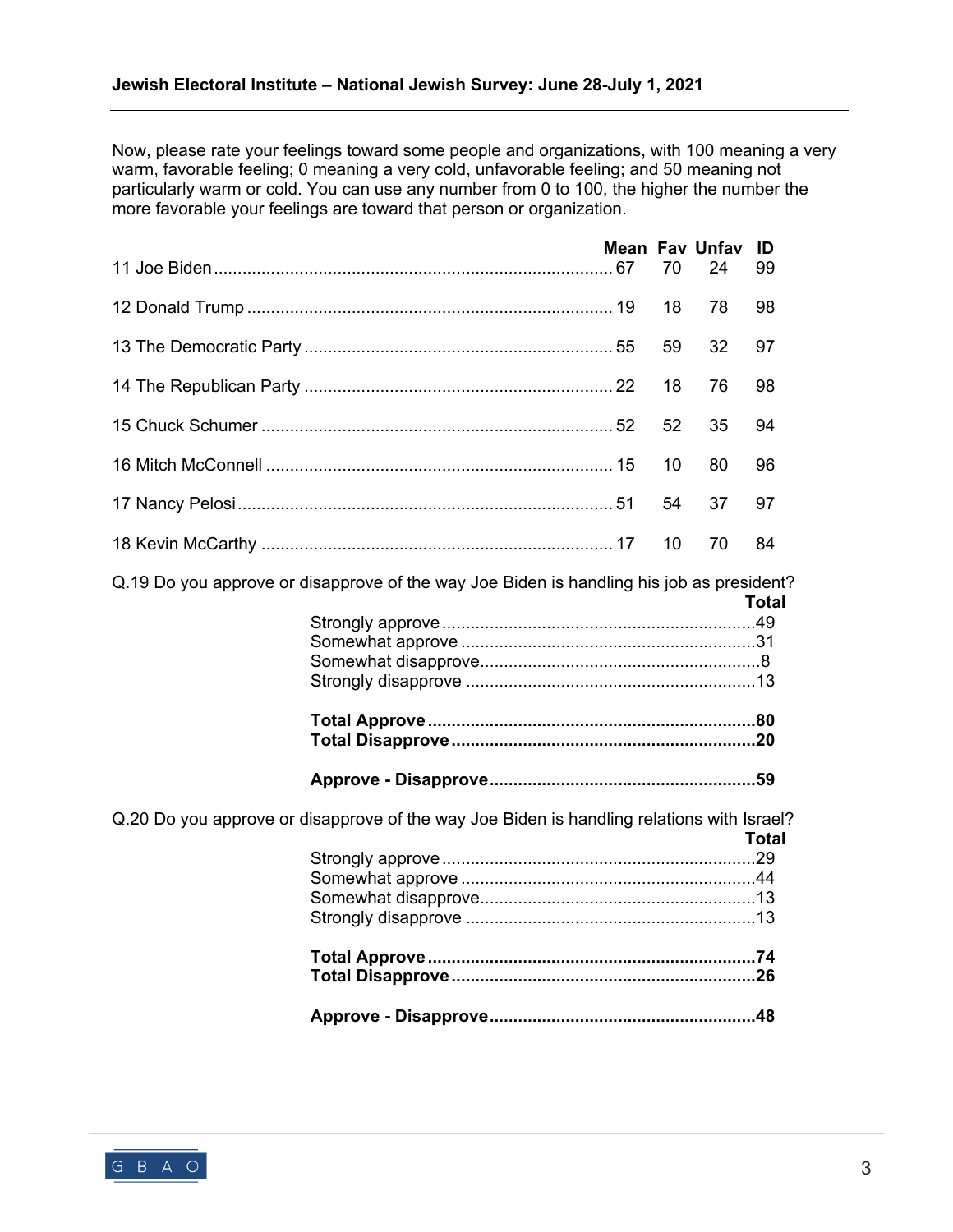Now, please rate your feelings toward some people and organizations, with 100 meaning a very warm, favorable feeling; 0 meaning a very cold, unfavorable feeling; and 50 meaning not particularly warm or cold. You can use any number from 0 to 100, the higher the number the more favorable your feelings are toward that person or organization.

| | Mean | Fav | Unfav | ID |
|---|---|---|---|---|
| 11 Joe Biden | 67 | 70 | 24 | 99 |
| 12 Donald Trump | 19 | 18 | 78 | 98 |
| 13 The Democratic Party | 55 | 59 | 32 | 97 |
| 14 The Republican Party | 22 | 18 | 76 | 98 |
| 15 Chuck Schumer | 52 | 52 | 35 | 94 |
| 16 Mitch McConnell | 15 | 10 | 80 | 96 |
| 17 Nancy Pelosi | 51 | 54 | 37 | 97 |
| 18 Kevin McCarthy | 17 | 10 | 70 | 84 |

Q.19 Do you approve or disapprove of the way Joe Biden is handling his job as president?

| | Total |
|---|---|
| Strongly approve | 49 |
| Somewhat approve | 31 |
| Somewhat disapprove | 8 |
| Strongly disapprove | 13 |
| **Total Approve** | **80** |
| **Total Disapprove** | **20** |
| **Approve - Disapprove** | **59** |

Q.20 Do you approve or disapprove of the way Joe Biden is handling relations with Israel?

| | Total |
|---|---|
| Strongly approve | 29 |
| Somewhat approve | 44 |
| Somewhat disapprove | 13 |
| Strongly disapprove | 13 |
| **Total Approve** | **74** |
| **Total Disapprove** | **26** |
| **Approve - Disapprove** | **48** |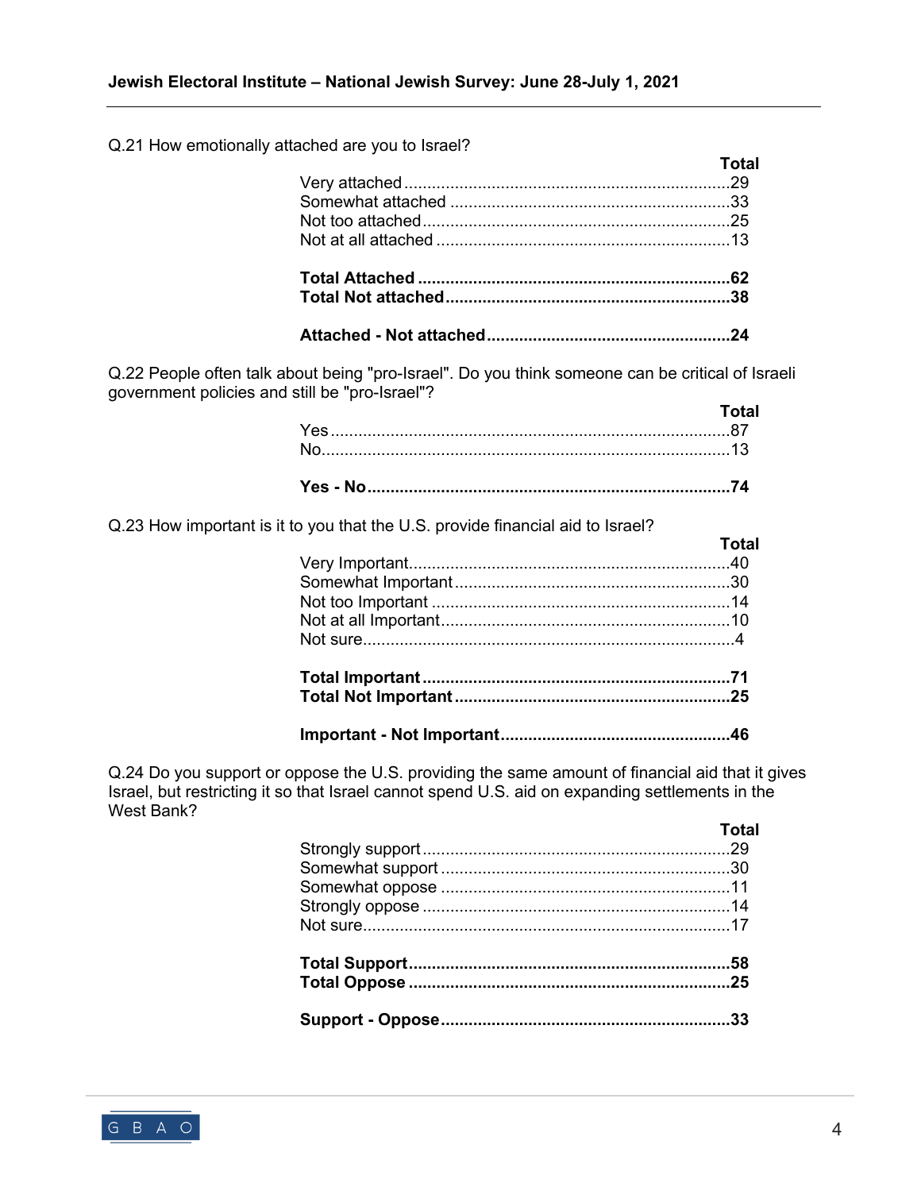Q.21 How emotionally attached are you to Israel?

| | Total |
|---|---|
| Very attached | 29 |
| Somewhat attached | 33 |
| Not too attached | 25 |
| Not at all attached | 13 |
| | |
| **Total Attached** | **62** |
| **Total Not attached** | **38** |
| | |
| **Attached - Not attached** | **24** |

Q.22 People often talk about being "pro-Israel". Do you think someone can be critical of Israeli government policies and still be "pro-Israel"?

| | Total |
|---|---|
| Yes | 87 |
| No | 13 |
| | |
| **Yes - No** | **74** |

Q.23 How important is it to you that the U.S. provide financial aid to Israel?

| | Total |
|---|---|
| Very Important | 40 |
| Somewhat Important | 30 |
| Not too Important | 14 |
| Not at all Important | 10 |
| Not sure | 4 |
| | |
| **Total Important** | **71** |
| **Total Not Important** | **25** |
| | |
| **Important - Not Important** | **46** |

Q.24 Do you support or oppose the U.S. providing the same amount of financial aid that it gives Israel, but restricting it so that Israel cannot spend U.S. aid on expanding settlements in the West Bank?

| | Total |
|---|---|
| Strongly support | 29 |
| Somewhat support | 30 |
| Somewhat oppose | 11 |
| Strongly oppose | 14 |
| Not sure | 17 |
| | |
| **Total Support** | **58** |
| **Total Oppose** | **25** |
| | |
| **Support - Oppose** | **33** |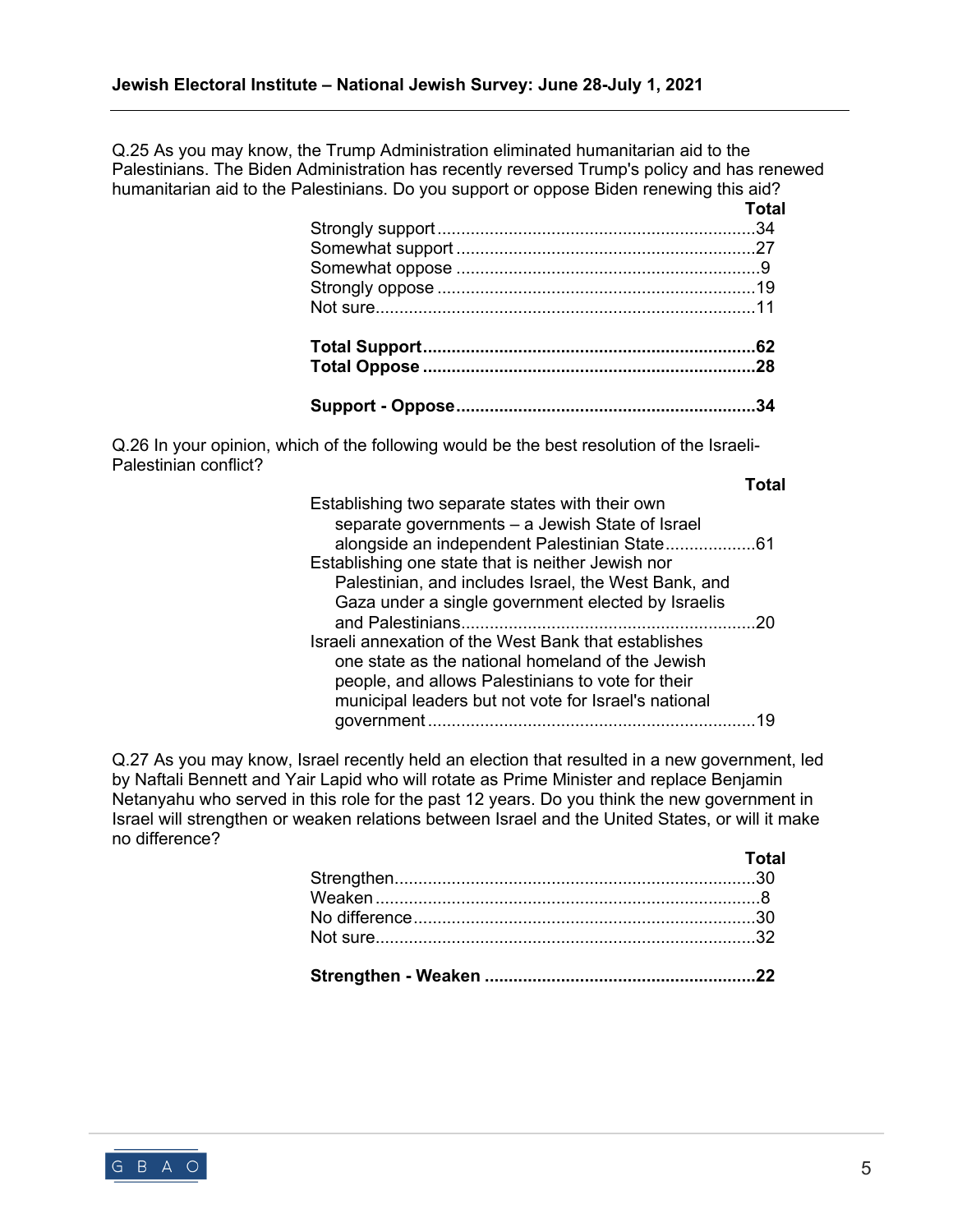Q.25 As you may know, the Trump Administration eliminated humanitarian aid to the Palestinians. The Biden Administration has recently reversed Trump's policy and has renewed humanitarian aid to the Palestinians. Do you support or oppose Biden renewing this aid?

| | Total |
|---|---|
| Strongly support | 34 |
| Somewhat support | 27 |
| Somewhat oppose | 9 |
| Strongly oppose | 19 |
| Not sure | 11 |
| | |
| **Total Support** | **62** |
| **Total Oppose** | **28** |
| | |
| **Support - Oppose** | **34** |

Q.26 In your opinion, which of the following would be the best resolution of the Israeli-Palestinian conflict?

| | Total |
|---|---|
| Establishing two separate states with their own separate governments – a Jewish State of Israel alongside an independent Palestinian State | 61 |
| Establishing one state that is neither Jewish nor Palestinian, and includes Israel, the West Bank, and Gaza under a single government elected by Israelis and Palestinians | 20 |
| Israeli annexation of the West Bank that establishes one state as the national homeland of the Jewish people, and allows Palestinians to vote for their municipal leaders but not vote for Israel's national government | 19 |

Q.27 As you may know, Israel recently held an election that resulted in a new government, led by Naftali Bennett and Yair Lapid who will rotate as Prime Minister and replace Benjamin Netanyahu who served in this role for the past 12 years. Do you think the new government in Israel will strengthen or weaken relations between Israel and the United States, or will it make no difference?

| | Total |
|---|---|
| Strengthen | 30 |
| Weaken | 8 |
| No difference | 30 |
| Not sure | 32 |
| | |
| **Strengthen - Weaken** | **22** |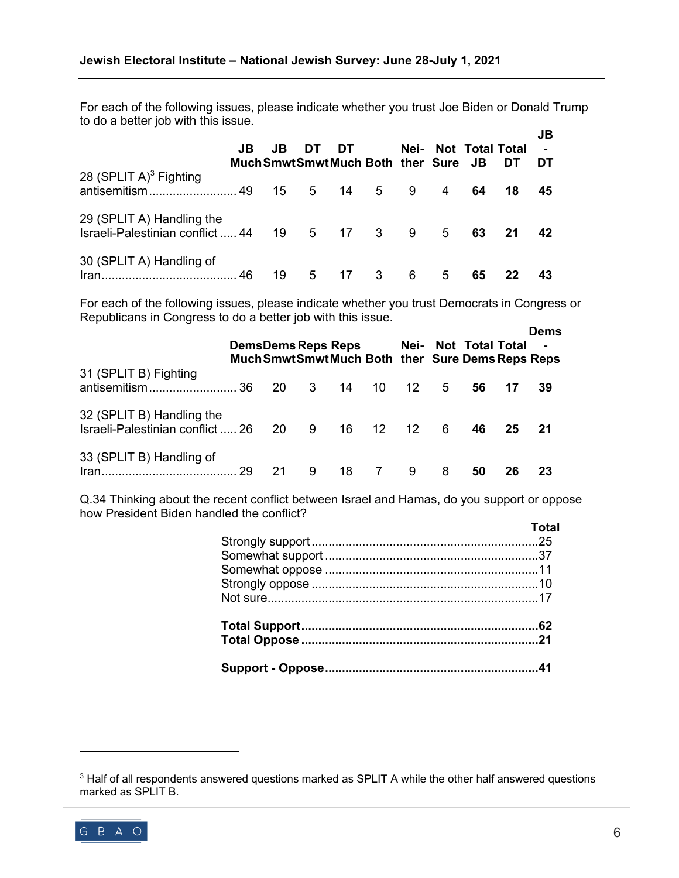For each of the following issues, please indicate whether you trust Joe Biden or Donald Trump to do a better job with this issue.

| | JB Much | JB Smwt | DT Smwt | DT Much | Both | Nei-ther | Not Sure | **Total JB** | **Total DT** | **JB - DT** |
|---|---|---|---|---|---|---|---|---|---|---|
| 28 (SPLIT A)[3] Fighting antisemitism | 49 | 15 | 5 | 14 | 5 | 9 | 4 | **64** | **18** | **45** |
| 29 (SPLIT A) Handling the Israeli-Palestinian conflict | 44 | 19 | 5 | 17 | 3 | 9 | 5 | **63** | **21** | **42** |
| 30 (SPLIT A) Handling of Iran | 46 | 19 | 5 | 17 | 3 | 6 | 5 | **65** | **22** | **43** |

For each of the following issues, please indicate whether you trust Democrats in Congress or Republicans in Congress to do a better job with this issue.

| | Dems Much | Dems Smwt | Reps Smwt | Reps Much | Both | Nei-ther | Not Sure | **Total Dems** | **Total Reps** | **Dems - Reps** |
|---|---|---|---|---|---|---|---|---|---|---|
| 31 (SPLIT B) Fighting antisemitism | 36 | 20 | 3 | 14 | 10 | 12 | 5 | **56** | **17** | **39** |
| 32 (SPLIT B) Handling the Israeli-Palestinian conflict | 26 | 20 | 9 | 16 | 12 | 12 | 6 | **46** | **25** | **21** |
| 33 (SPLIT B) Handling of Iran | 29 | 21 | 9 | 18 | 7 | 9 | 8 | **50** | **26** | **23** |

Q.34 Thinking about the recent conflict between Israel and Hamas, do you support or oppose how President Biden handled the conflict?

| | **Total** |
|---|---|
| Strongly support | 25 |
| Somewhat support | 37 |
| Somewhat oppose | 11 |
| Strongly oppose | 10 |
| Not sure | 17 |
| **Total Support** | **62** |
| **Total Oppose** | **21** |
| **Support - Oppose** | **41** |

[3] Half of all respondents answered questions marked as SPLIT A while the other half answered questions marked as SPLIT B.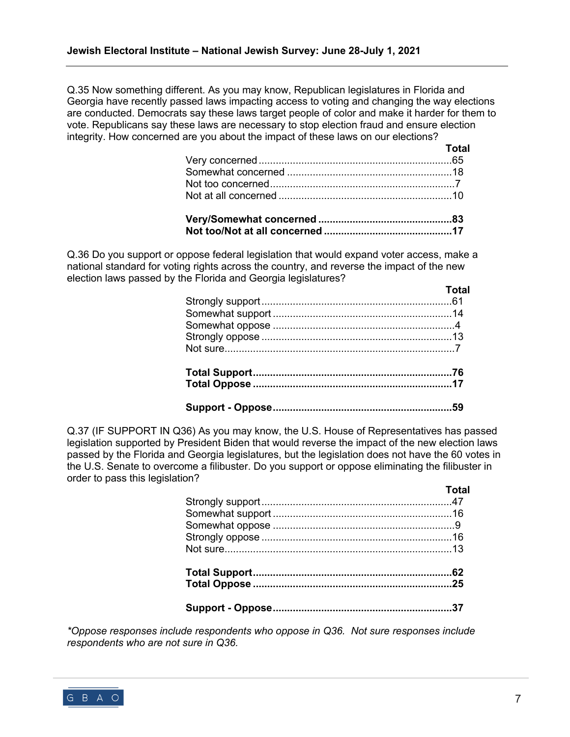Q.35 Now something different. As you may know, Republican legislatures in Florida and Georgia have recently passed laws impacting access to voting and changing the way elections are conducted. Democrats say these laws target people of color and make it harder for them to vote. Republicans say these laws are necessary to stop election fraud and ensure election integrity. How concerned are you about the impact of these laws on our elections?

| | Total |
|---|---|
| Very concerned | 65 |
| Somewhat concerned | 18 |
| Not too concerned | 7 |
| Not at all concerned | 10 |
| | |
| **Very/Somewhat concerned** | **83** |
| **Not too/Not at all concerned** | **17** |

Q.36 Do you support or oppose federal legislation that would expand voter access, make a national standard for voting rights across the country, and reverse the impact of the new election laws passed by the Florida and Georgia legislatures?

| | Total |
|---|---|
| Strongly support | 61 |
| Somewhat support | 14 |
| Somewhat oppose | 4 |
| Strongly oppose | 13 |
| Not sure | 7 |
| | |
| **Total Support** | **76** |
| **Total Oppose** | **17** |
| | |
| **Support - Oppose** | **59** |

Q.37 (IF SUPPORT IN Q36) As you may know, the U.S. House of Representatives has passed legislation supported by President Biden that would reverse the impact of the new election laws passed by the Florida and Georgia legislatures, but the legislation does not have the 60 votes in the U.S. Senate to overcome a filibuster. Do you support or oppose eliminating the filibuster in order to pass this legislation?

| | Total |
|---|---|
| Strongly support | 47 |
| Somewhat support | 16 |
| Somewhat oppose | 9 |
| Strongly oppose | 16 |
| Not sure | 13 |
| | |
| **Total Support** | **62** |
| **Total Oppose** | **25** |
| | |
| **Support - Oppose** | **37** |

*\*Oppose responses include respondents who oppose in Q36. Not sure responses include respondents who are not sure in Q36.*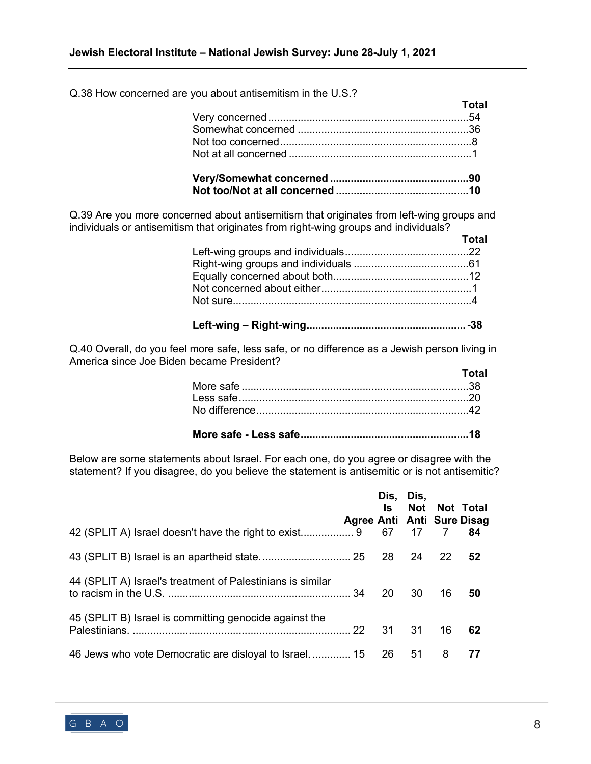Q.38 How concerned are you about antisemitism in the U.S.?

| | Total |
|---|---|
| Very concerned | 54 |
| Somewhat concerned | 36 |
| Not too concerned | 8 |
| Not at all concerned | 1 |
| **Very/Somewhat concerned** | **90** |
| **Not too/Not at all concerned** | **10** |

Q.39 Are you more concerned about antisemitism that originates from left-wing groups and individuals or antisemitism that originates from right-wing groups and individuals?

| | Total |
|---|---|
| Left-wing groups and individuals | 22 |
| Right-wing groups and individuals | 61 |
| Equally concerned about both | 12 |
| Not concerned about either | 1 |
| Not sure | 4 |
| **Left-wing – Right-wing** | **-38** |

Q.40 Overall, do you feel more safe, less safe, or no difference as a Jewish person living in America since Joe Biden became President?

| | Total |
|---|---|
| More safe | 38 |
| Less safe | 20 |
| No difference | 42 |
| **More safe - Less safe** | **18** |

Below are some statements about Israel. For each one, do you agree or disagree with the statement? If you disagree, do you believe the statement is antisemitic or is not antisemitic?

| | Agree | Dis, Is Anti | Dis, Not Anti | Not Sure | Total Disag |
|---|---|---|---|---|---|
| 42 (SPLIT A) Israel doesn't have the right to exist. | 9 | 67 | 17 | 7 | **84** |
| 43 (SPLIT B) Israel is an apartheid state. | 25 | 28 | 24 | 22 | **52** |
| 44 (SPLIT A) Israel's treatment of Palestinians is similar to racism in the U.S. | 34 | 20 | 30 | 16 | **50** |
| 45 (SPLIT B) Israel is committing genocide against the Palestinians. | 22 | 31 | 31 | 16 | **62** |
| 46 Jews who vote Democratic are disloyal to Israel. | 15 | 26 | 51 | 8 | **77** |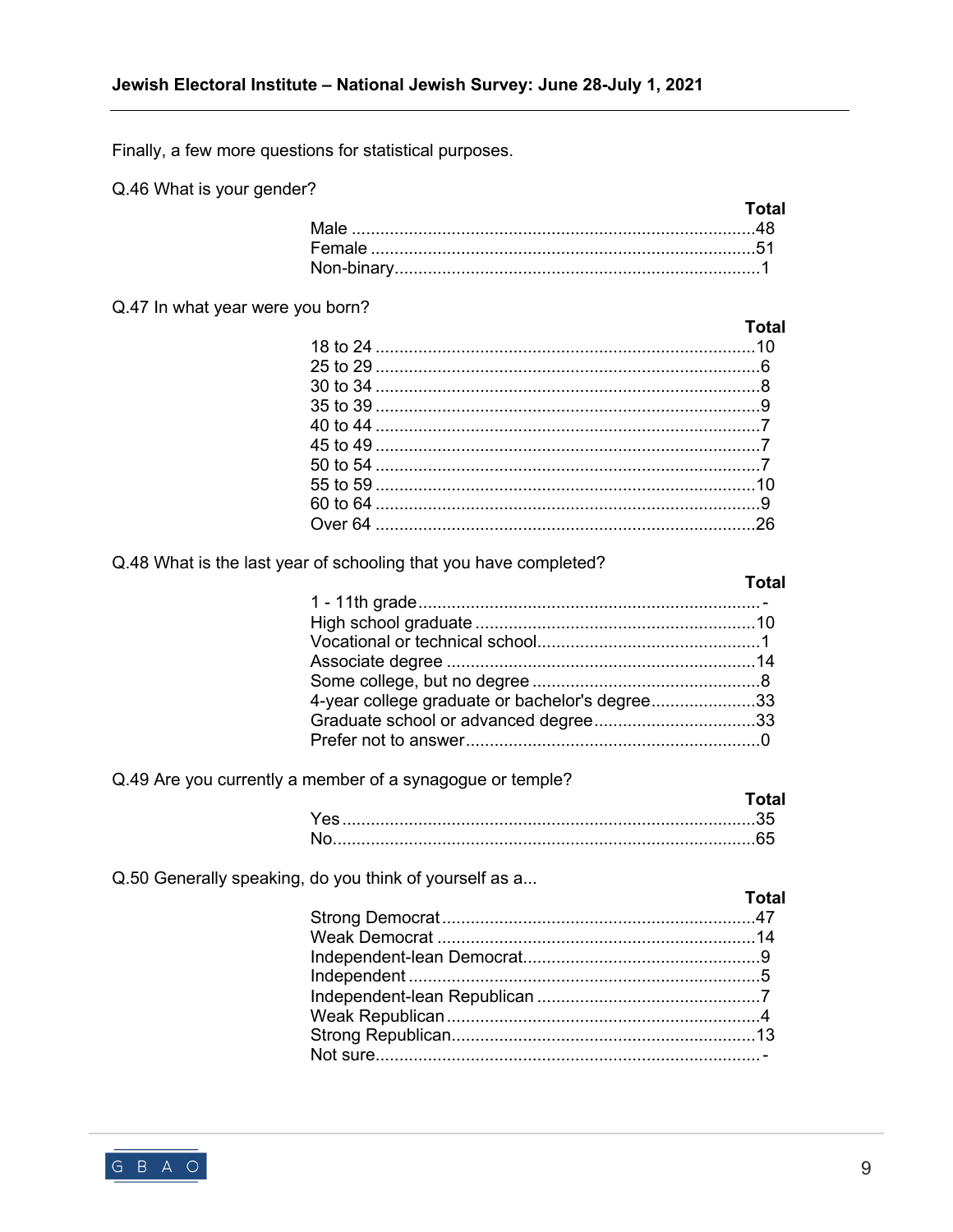Finally, a few more questions for statistical purposes.

Q.46 What is your gender?

| | Total |
|---|---|
| Male | 48 |
| Female | 51 |
| Non-binary | 1 |

Q.47 In what year were you born?

| | Total |
|---|---|
| 18 to 24 | 10 |
| 25 to 29 | 6 |
| 30 to 34 | 8 |
| 35 to 39 | 9 |
| 40 to 44 | 7 |
| 45 to 49 | 7 |
| 50 to 54 | 7 |
| 55 to 59 | 10 |
| 60 to 64 | 9 |
| Over 64 | 26 |

Q.48 What is the last year of schooling that you have completed?

| | Total |
|---|---|
| 1 - 11th grade | - |
| High school graduate | 10 |
| Vocational or technical school | 1 |
| Associate degree | 14 |
| Some college, but no degree | 8 |
| 4-year college graduate or bachelor's degree | 33 |
| Graduate school or advanced degree | 33 |
| Prefer not to answer | 0 |

Q.49 Are you currently a member of a synagogue or temple?

| | Total |
|---|---|
| Yes | 35 |
| No | 65 |

Q.50 Generally speaking, do you think of yourself as a...

| | Total |
|---|---|
| Strong Democrat | 47 |
| Weak Democrat | 14 |
| Independent-lean Democrat | 9 |
| Independent | 5 |
| Independent-lean Republican | 7 |
| Weak Republican | 4 |
| Strong Republican | 13 |
| Not sure | - |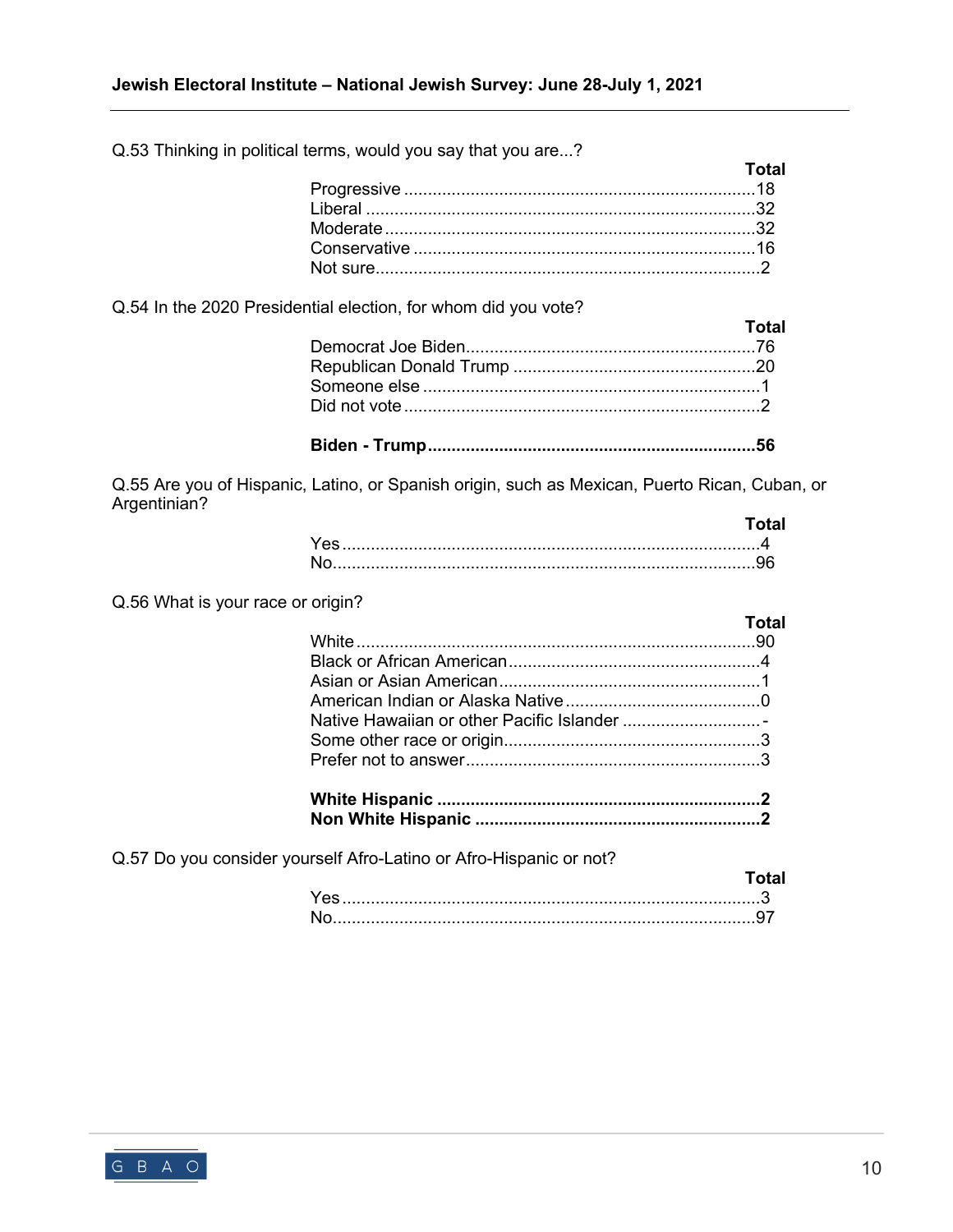Q.53 Thinking in political terms, would you say that you are...?

| | Total |
|---|---|
| Progressive | 18 |
| Liberal | 32 |
| Moderate | 32 |
| Conservative | 16 |
| Not sure | 2 |

Q.54 In the 2020 Presidential election, for whom did you vote?

| | Total |
|---|---|
| Democrat Joe Biden | 76 |
| Republican Donald Trump | 20 |
| Someone else | 1 |
| Did not vote | 2 |
| **Biden - Trump** | **56** |

Q.55 Are you of Hispanic, Latino, or Spanish origin, such as Mexican, Puerto Rican, Cuban, or Argentinian?

| | Total |
|---|---|
| Yes | 4 |
| No | 96 |

Q.56 What is your race or origin?

| | Total |
|---|---|
| White | 90 |
| Black or African American | 4 |
| Asian or Asian American | 1 |
| American Indian or Alaska Native | 0 |
| Native Hawaiian or other Pacific Islander | - |
| Some other race or origin | 3 |
| Prefer not to answer | 3 |
| **White Hispanic** | **2** |
| **Non White Hispanic** | **2** |

Q.57 Do you consider yourself Afro-Latino or Afro-Hispanic or not?

| | Total |
|---|---|
| Yes | 3 |
| No | 97 |